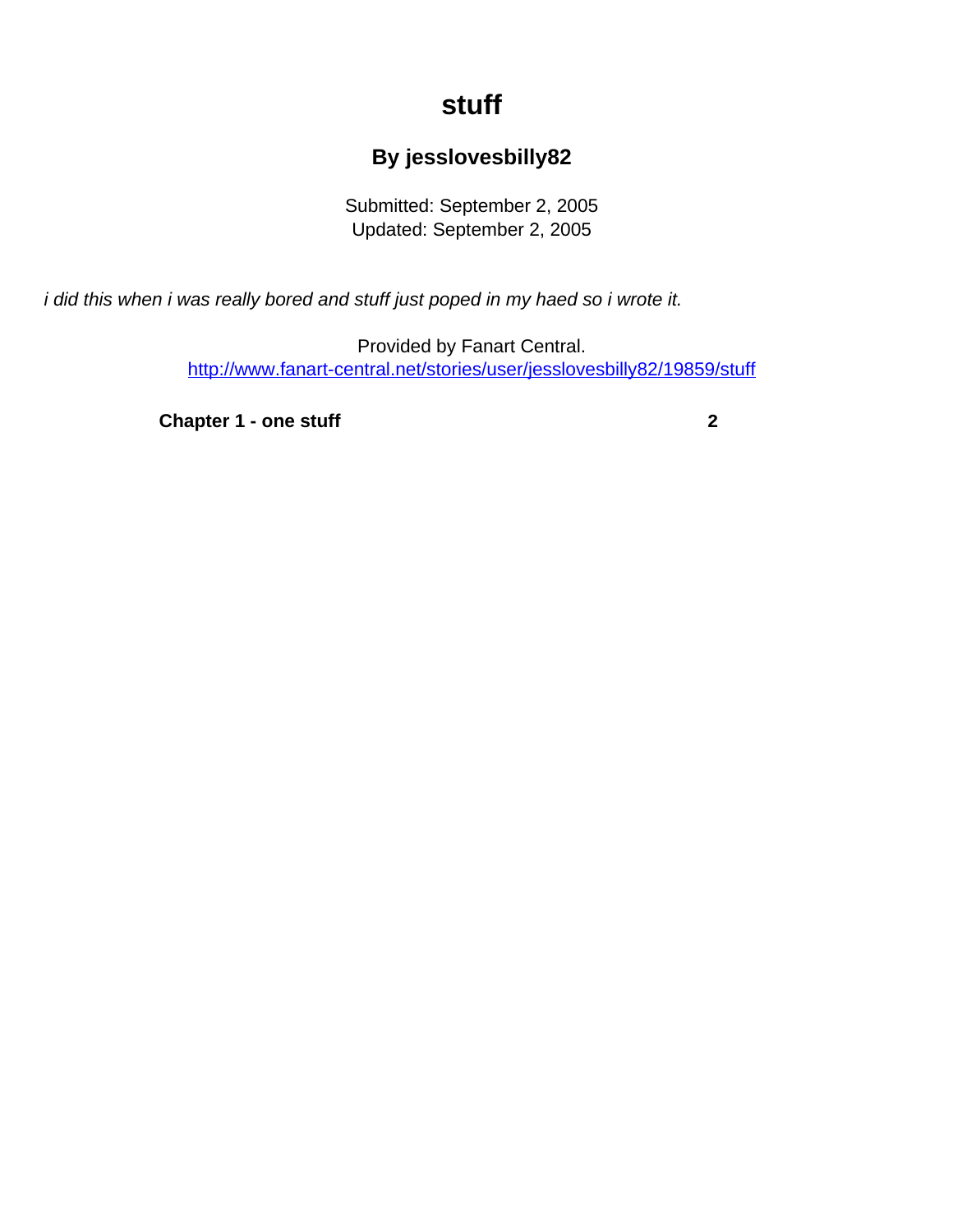# stuff

## By jesslovesbilly82

Submitted: September 2, 2005
Updated: September 2, 2005

*i did this when i was really bored and stuff just poped in my haed so i wrote it.*

Provided by Fanart Central.
http://www.fanart-central.net/stories/user/jesslovesbilly82/19859/stuff

**Chapter 1 - one stuff** **2**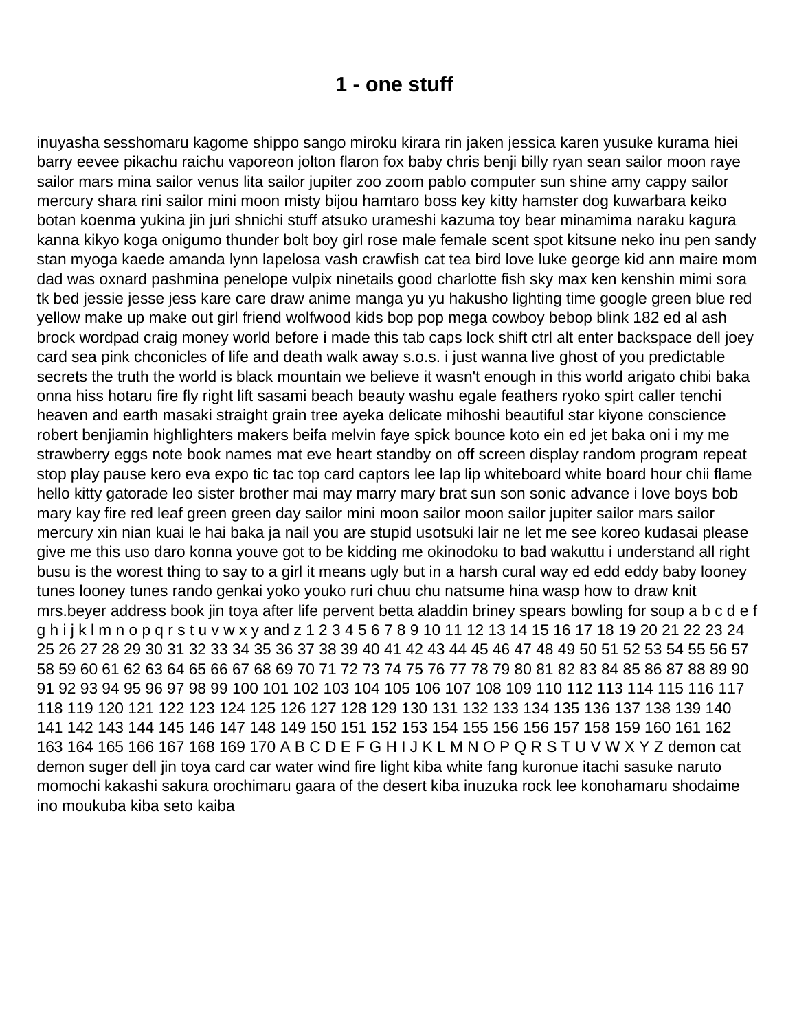# 1 - one stuff

inuyasha sesshomaru kagome shippo sango miroku kirara rin jaken jessica karen yusuke kurama hiei barry eevee pikachu raichu vaporeon jolton flaron fox baby chris benji billy ryan sean sailor moon raye sailor mars mina sailor venus lita sailor jupiter zoo zoom pablo computer sun shine amy cappy sailor mercury shara rini sailor mini moon misty bijou hamtaro boss key kitty hamster dog kuwarbara keiko botan koenma yukina jin juri shnichi stuff atsuko urameshi kazuma toy bear minamima naraku kagura kanna kikyo koga onigumo thunder bolt boy girl rose male female scent spot kitsune neko inu pen sandy stan myoga kaede amanda lynn lapelosa vash crawfish cat tea bird love luke george kid ann maire mom dad was oxnard pashmina penelope vulpix ninetails good charlotte fish sky max ken kenshin mimi sora tk bed jessie jesse jess kare care draw anime manga yu yu hakusho lighting time google green blue red yellow make up make out girl friend wolfwood kids bop pop mega cowboy bebop blink 182 ed al ash brock wordpad craig money world before i made this tab caps lock shift ctrl alt enter backspace dell joey card sea pink chconicles of life and death walk away s.o.s. i just wanna live ghost of you predictable secrets the truth the world is black mountain we believe it wasn't enough in this world arigato chibi baka onna hiss hotaru fire fly right lift sasami beach beauty washu egale feathers ryoko spirt caller tenchi heaven and earth masaki straight grain tree ayeka delicate mihoshi beautiful star kiyone conscience robert benjiamin highlighters makers beifa melvin faye spick bounce koto ein ed jet baka oni i my me strawberry eggs note book names mat eve heart standby on off screen display random program repeat stop play pause kero eva expo tic tac top card captors lee lap lip whiteboard white board hour chii flame hello kitty gatorade leo sister brother mai may marry mary brat sun son sonic advance i love boys bob mary kay fire red leaf green green day sailor mini moon sailor moon sailor jupiter sailor mars sailor mercury xin nian kuai le hai baka ja nail you are stupid usotsuki lair ne let me see koreo kudasai please give me this uso daro konna youve got to be kidding me okinodoku to bad wakuttu i understand all right busu is the worest thing to say to a girl it means ugly but in a harsh cural way ed edd eddy baby looney tunes looney tunes rando genkai yoko youko ruri chuu chu natsume hina wasp how to draw knit mrs.beyer address book jin toya after life pervent betta aladdin briney spears bowling for soup a b c d e f g h i j k l m n o p q r s t u v w x y and z 1 2 3 4 5 6 7 8 9 10 11 12 13 14 15 16 17 18 19 20 21 22 23 24 25 26 27 28 29 30 31 32 33 34 35 36 37 38 39 40 41 42 43 44 45 46 47 48 49 50 51 52 53 54 55 56 57 58 59 60 61 62 63 64 65 66 67 68 69 70 71 72 73 74 75 76 77 78 79 80 81 82 83 84 85 86 87 88 89 90 91 92 93 94 95 96 97 98 99 100 101 102 103 104 105 106 107 108 109 110 112 113 114 115 116 117 118 119 120 121 122 123 124 125 126 127 128 129 130 131 132 133 134 135 136 137 138 139 140 141 142 143 144 145 146 147 148 149 150 151 152 153 154 155 156 156 157 158 159 160 161 162 163 164 165 166 167 168 169 170 A B C D E F G H I J K L M N O P Q R S T U V W X Y Z demon cat demon suger dell jin toya card car water wind fire light kiba white fang kuronue itachi sasuke naruto momochi kakashi sakura orochimaru gaara of the desert kiba inuzuka rock lee konohamaru shodaime ino moukuba kiba seto kaiba